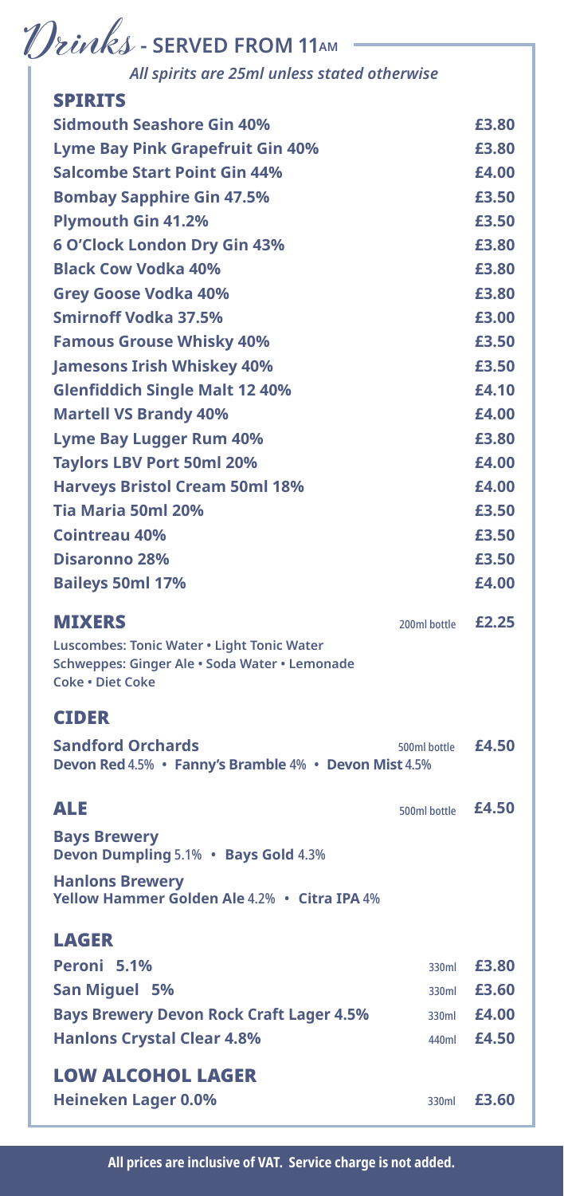# Drinks - SERVED FROM 11AM

*All spirits are 25ml unless stated otherwise*

## SPIRITS

| Item | Price |
|---|---|
| **Sidmouth Seashore Gin 40%** | **£3.80** |
| **Lyme Bay Pink Grapefruit Gin 40%** | **£3.80** |
| **Salcombe Start Point Gin 44%** | **£4.00** |
| **Bombay Sapphire Gin 47.5%** | **£3.50** |
| **Plymouth Gin 41.2%** | **£3.50** |
| **6 O'Clock London Dry Gin 43%** | **£3.80** |
| **Black Cow Vodka 40%** | **£3.80** |
| **Grey Goose Vodka 40%** | **£3.80** |
| **Smirnoff Vodka 37.5%** | **£3.00** |
| **Famous Grouse Whisky 40%** | **£3.50** |
| **Jamesons Irish Whiskey 40%** | **£3.50** |
| **Glenfiddich Single Malt 12 40%** | **£4.10** |
| **Martell VS Brandy 40%** | **£4.00** |
| **Lyme Bay Lugger Rum 40%** | **£3.80** |
| **Taylors LBV Port 50ml 20%** | **£4.00** |
| **Harveys Bristol Cream 50ml 18%** | **£4.00** |
| **Tia Maria 50ml 20%** | **£3.50** |
| **Cointreau 40%** | **£3.50** |
| **Disaronno 28%** | **£3.50** |
| **Baileys 50ml 17%** | **£4.00** |

## MIXERS

200ml bottle **£2.25**

**Luscombes: Tonic Water • Light Tonic Water**
**Schweppes: Ginger Ale • Soda Water • Lemonade**
**Coke • Diet Coke**

## CIDER

**Sandford Orchards** 500ml bottle **£4.50**
**Devon Red** 4.5% • **Fanny's Bramble** 4% • **Devon Mist** 4.5%

## ALE

500ml bottle **£4.50**

**Bays Brewery**
**Devon Dumpling** 5.1% • **Bays Gold** 4.3%

**Hanlons Brewery**
**Yellow Hammer Golden Ale** 4.2% • **Citra IPA** 4%

## LAGER

| Item | Size | Price |
|---|---|---|
| **Peroni 5.1%** | 330ml | **£3.80** |
| **San Miguel 5%** | 330ml | **£3.60** |
| **Bays Brewery Devon Rock Craft Lager 4.5%** | 330ml | **£4.00** |
| **Hanlons Crystal Clear 4.8%** | 440ml | **£4.50** |

## LOW ALCOHOL LAGER

| Item | Size | Price |
|---|---|---|
| **Heineken Lager 0.0%** | 330ml | **£3.60** |

**All prices are inclusive of VAT. Service charge is not added.**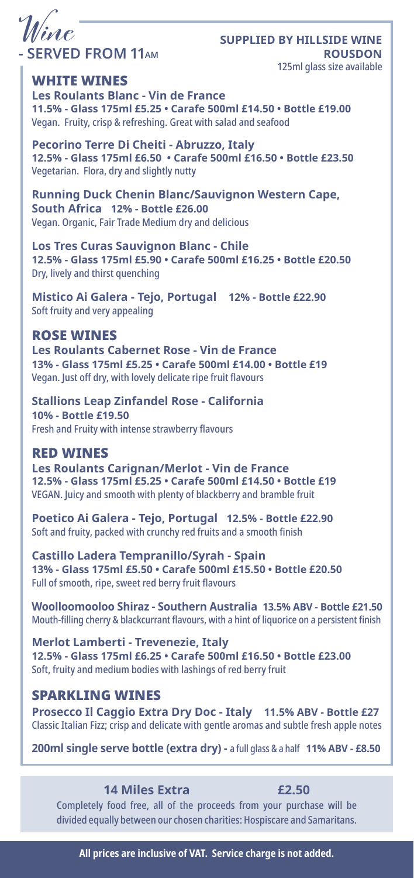# Wine - SERVED FROM 11AM

**SUPPLIED BY HILLSIDE WINE ROUSDON**
125ml glass size available

## WHITE WINES

**Les Roulants Blanc - Vin de France**
**11.5% - Glass 175ml £5.25 • Carafe 500ml £14.50 • Bottle £19.00**
Vegan. Fruity, crisp & refreshing. Great with salad and seafood

**Pecorino Terre Di Cheiti - Abruzzo, Italy**
**12.5% - Glass 175ml £6.50 • Carafe 500ml £16.50 • Bottle £23.50**
Vegetarian. Flora, dry and slightly nutty

**Running Duck Chenin Blanc/Sauvignon Western Cape, South Africa 12% - Bottle £26.00**
Vegan. Organic, Fair Trade Medium dry and delicious

**Los Tres Curas Sauvignon Blanc - Chile**
**12.5% - Glass 175ml £5.90 • Carafe 500ml £16.25 • Bottle £20.50**
Dry, lively and thirst quenching

**Mistico Ai Galera - Tejo, Portugal 12% - Bottle £22.90**
Soft fruity and very appealing

## ROSE WINES

**Les Roulants Cabernet Rose - Vin de France**
**13% - Glass 175ml £5.25 • Carafe 500ml £14.00 • Bottle £19**
Vegan. Just off dry, with lovely delicate ripe fruit flavours

**Stallions Leap Zinfandel Rose - California**
**10% - Bottle £19.50**
Fresh and Fruity with intense strawberry flavours

## RED WINES

**Les Roulants Carignan/Merlot - Vin de France**
**12.5% - Glass 175ml £5.25 • Carafe 500ml £14.50 • Bottle £19**
VEGAN. Juicy and smooth with plenty of blackberry and bramble fruit

**Poetico Ai Galera - Tejo, Portugal 12.5% - Bottle £22.90**
Soft and fruity, packed with crunchy red fruits and a smooth finish

**Castillo Ladera Tempranillo/Syrah - Spain**
**13% - Glass 175ml £5.50 • Carafe 500ml £15.50 • Bottle £20.50**
Full of smooth, ripe, sweet red berry fruit flavours

**Woolloomooloo Shiraz - Southern Australia 13.5% ABV - Bottle £21.50**
Mouth-filling cherry & blackcurrant flavours, with a hint of liquorice on a persistent finish

**Merlot Lamberti - Trevenezie, Italy**
**12.5% - Glass 175ml £6.25 • Carafe 500ml £16.50 • Bottle £23.00**
Soft, fruity and medium bodies with lashings of red berry fruit

## SPARKLING WINES

**Prosecco Il Caggio Extra Dry Doc - Italy 11.5% ABV - Bottle £27**
Classic Italian Fizz; crisp and delicate with gentle aromas and subtle fresh apple notes

**200ml single serve bottle (extra dry) -** a full glass & a half **11% ABV - £8.50**

**14 Miles Extra £2.50**
Completely food free, all of the proceeds from your purchase will be divided equally between our chosen charities: Hospiscare and Samaritans.

**All prices are inclusive of VAT. Service charge is not added.**